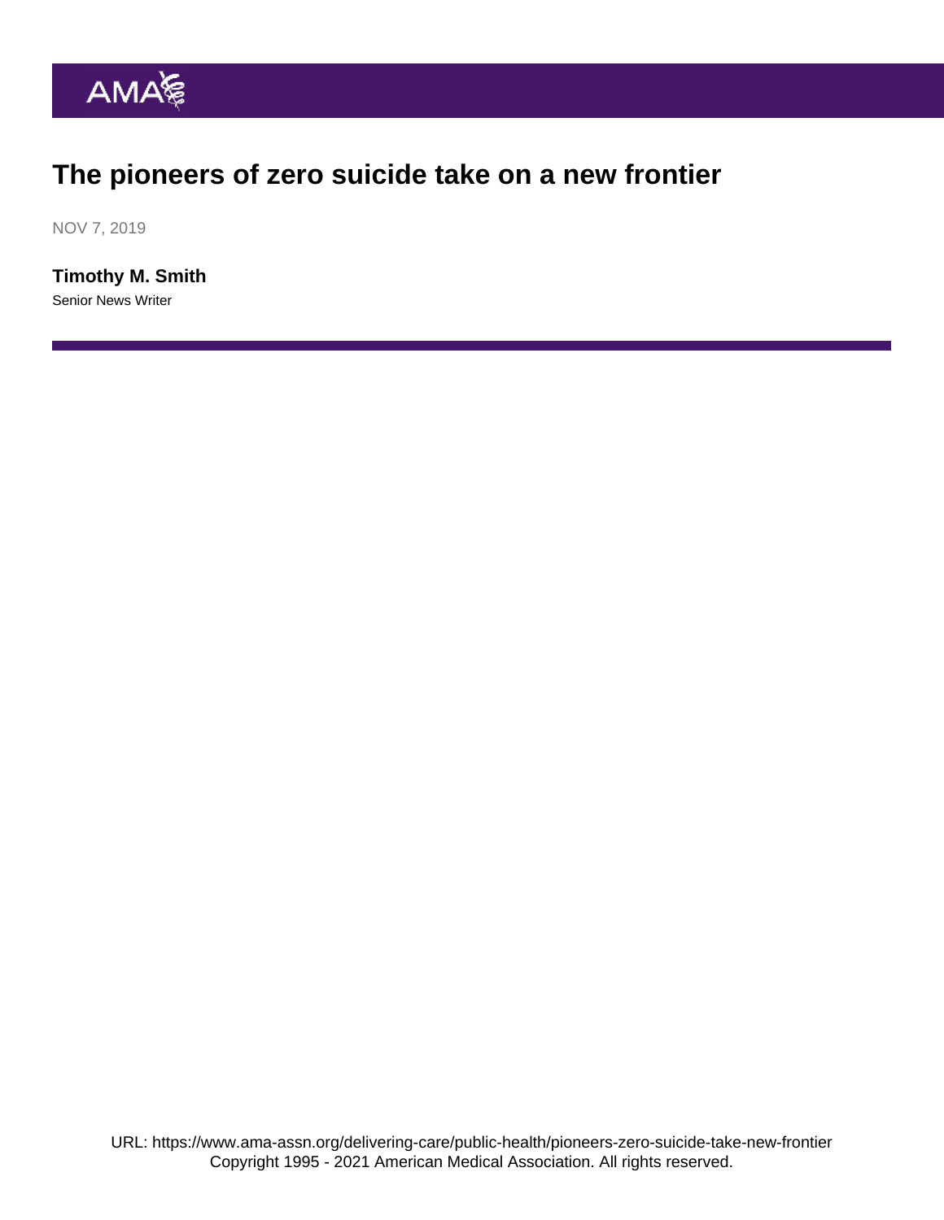# The pioneers of zero suicide take on a new frontier

NOV 7, 2019

**Timothy M. Smith**

Senior News Writer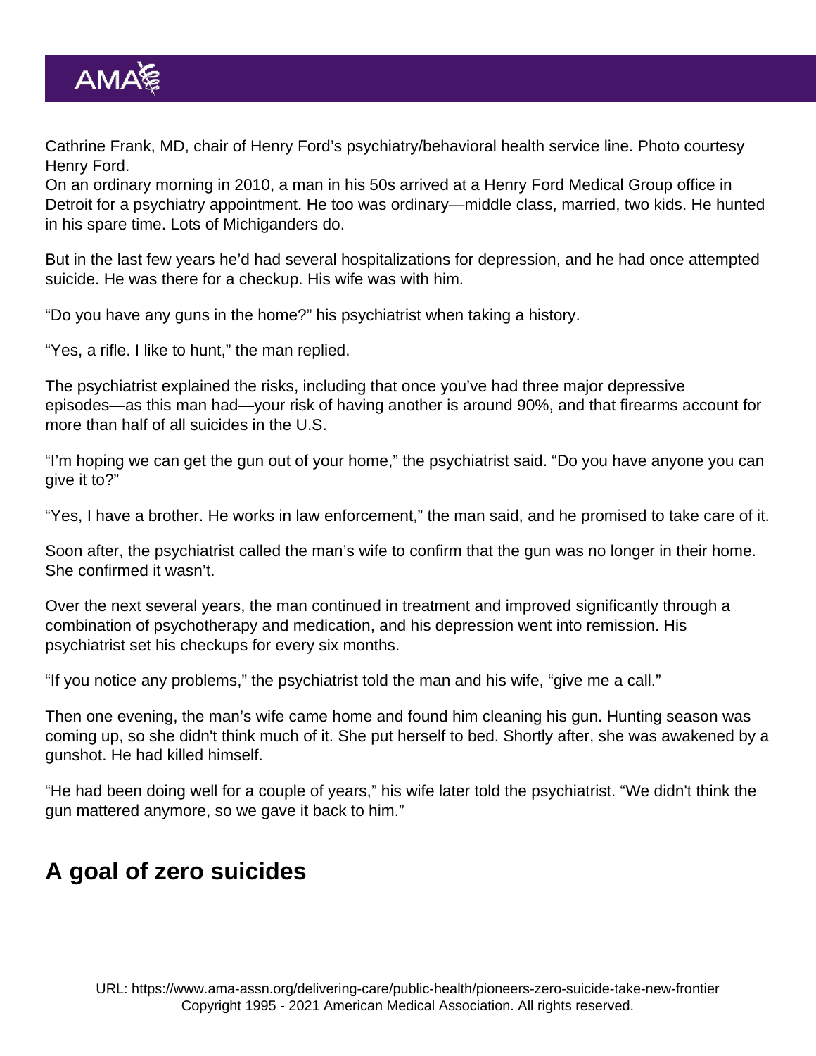Cathrine Frank, MD, chair of Henry Ford's psychiatry/behavioral health service line. Photo courtesy Henry Ford.

On an ordinary morning in 2010, a man in his 50s arrived at a Henry Ford Medical Group office in Detroit for a psychiatry appointment. He too was ordinary—middle class, married, two kids. He hunted in his spare time. Lots of Michiganders do.

But in the last few years he'd had several hospitalizations for depression, and he had once attempted suicide. He was there for a checkup. His wife was with him.

"Do you have any guns in the home?" his psychiatrist when taking a history.

"Yes, a rifle. I like to hunt," the man replied.

The psychiatrist explained the risks, including that once you've had three major depressive episodes—as this man had—your risk of having another is around 90%, and that firearms account for more than half of all suicides in the U.S.

"I'm hoping we can get the gun out of your home," the psychiatrist said. "Do you have anyone you can give it to?"

"Yes, I have a brother. He works in law enforcement," the man said, and he promised to take care of it.

Soon after, the psychiatrist called the man's wife to confirm that the gun was no longer in their home. She confirmed it wasn't.

Over the next several years, the man continued in treatment and improved significantly through a combination of psychotherapy and medication, and his depression went into remission. His psychiatrist set his checkups for every six months.

"If you notice any problems," the psychiatrist told the man and his wife, "give me a call."

Then one evening, the man's wife came home and found him cleaning his gun. Hunting season was coming up, so she didn't think much of it. She put herself to bed. Shortly after, she was awakened by a gunshot. He had killed himself.

"He had been doing well for a couple of years," his wife later told the psychiatrist. "We didn't think the gun mattered anymore, so we gave it back to him."

## A goal of zero suicides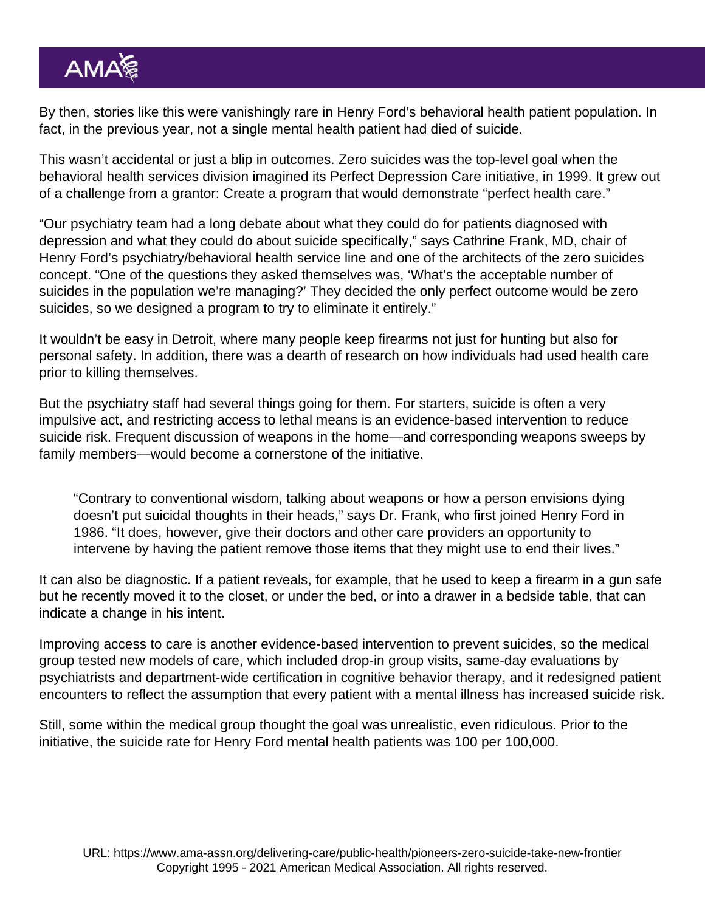By then, stories like this were vanishingly rare in Henry Ford's behavioral health patient population. In fact, in the previous year, not a single mental health patient had died of suicide.

This wasn't accidental or just a blip in outcomes. Zero suicides was the top-level goal when the behavioral health services division imagined its Perfect Depression Care initiative, in 1999. It grew out of a challenge from a grantor: Create a program that would demonstrate "perfect health care."

"Our psychiatry team had a long debate about what they could do for patients diagnosed with depression and what they could do about suicide specifically," says Cathrine Frank, MD, chair of Henry Ford's psychiatry/behavioral health service line and one of the architects of the zero suicides concept. "One of the questions they asked themselves was, 'What's the acceptable number of suicides in the population we're managing?' They decided the only perfect outcome would be zero suicides, so we designed a program to try to eliminate it entirely."

It wouldn't be easy in Detroit, where many people keep firearms not just for hunting but also for personal safety. In addition, there was a dearth of research on how individuals had used health care prior to killing themselves.

But the psychiatry staff had several things going for them. For starters, suicide is often a very impulsive act, and restricting access to lethal means is an evidence-based intervention to reduce suicide risk. Frequent discussion of weapons in the home—and corresponding weapons sweeps by family members—would become a cornerstone of the initiative.

> "Contrary to conventional wisdom, talking about weapons or how a person envisions dying doesn't put suicidal thoughts in their heads," says Dr. Frank, who first joined Henry Ford in 1986. "It does, however, give their doctors and other care providers an opportunity to intervene by having the patient remove those items that they might use to end their lives."

It can also be diagnostic. If a patient reveals, for example, that he used to keep a firearm in a gun safe but he recently moved it to the closet, or under the bed, or into a drawer in a bedside table, that can indicate a change in his intent.

Improving access to care is another evidence-based intervention to prevent suicides, so the medical group tested new models of care, which included drop-in group visits, same-day evaluations by psychiatrists and department-wide certification in cognitive behavior therapy, and it redesigned patient encounters to reflect the assumption that every patient with a mental illness has increased suicide risk.

Still, some within the medical group thought the goal was unrealistic, even ridiculous. Prior to the initiative, the suicide rate for Henry Ford mental health patients was 100 per 100,000.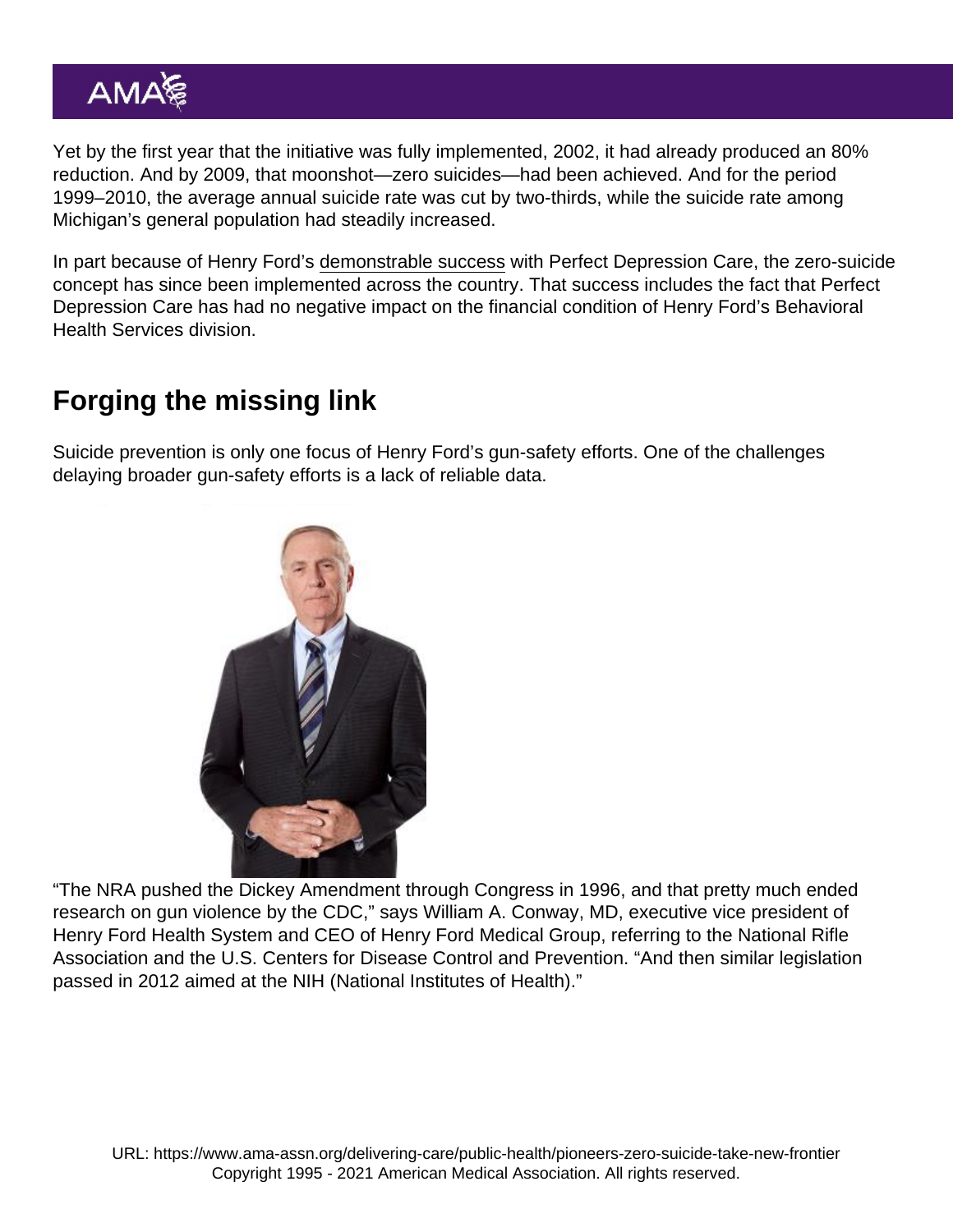Yet by the first year that the initiative was fully implemented, 2002, it had already produced an 80% reduction. And by 2009, that moonshot—zero suicides—had been achieved. And for the period 1999–2010, the average annual suicide rate was cut by two-thirds, while the suicide rate among Michigan's general population had steadily increased.

In part because of Henry Ford's demonstrable success with Perfect Depression Care, the zero-suicide concept has since been implemented across the country. That success includes the fact that Perfect Depression Care has had no negative impact on the financial condition of Henry Ford's Behavioral Health Services division.

## Forging the missing link

Suicide prevention is only one focus of Henry Ford's gun-safety efforts. One of the challenges delaying broader gun-safety efforts is a lack of reliable data.

"The NRA pushed the Dickey Amendment through Congress in 1996, and that pretty much ended research on gun violence by the CDC," says William A. Conway, MD, executive vice president of Henry Ford Health System and CEO of Henry Ford Medical Group, referring to the National Rifle Association and the U.S. Centers for Disease Control and Prevention. "And then similar legislation passed in 2012 aimed at the NIH (National Institutes of Health)."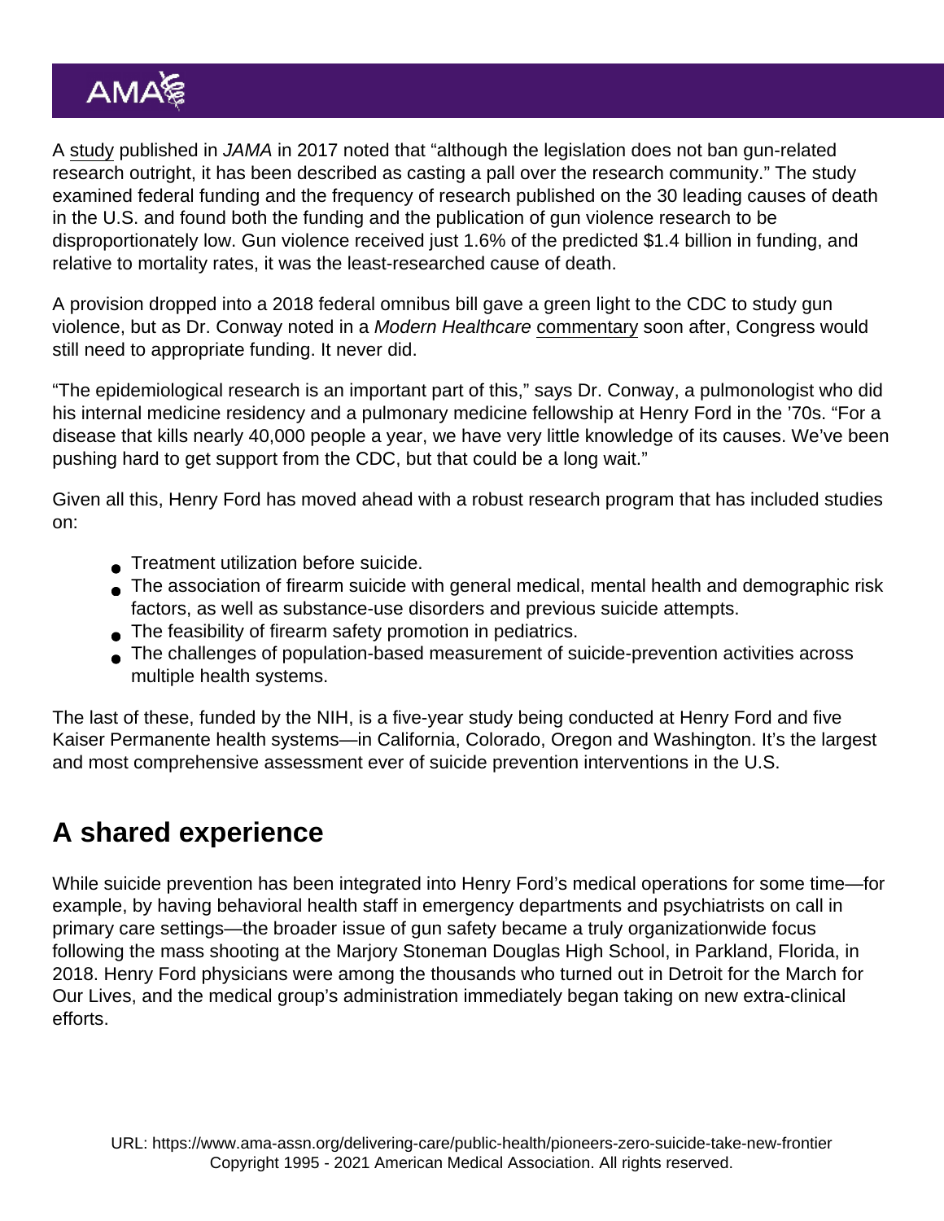A study published in *JAMA* in 2017 noted that "although the legislation does not ban gun-related research outright, it has been described as casting a pall over the research community." The study examined federal funding and the frequency of research published on the 30 leading causes of death in the U.S. and found both the funding and the publication of gun violence research to be disproportionately low. Gun violence received just 1.6% of the predicted $1.4 billion in funding, and relative to mortality rates, it was the least-researched cause of death.

A provision dropped into a 2018 federal omnibus bill gave a green light to the CDC to study gun violence, but as Dr. Conway noted in a *Modern Healthcare* commentary soon after, Congress would still need to appropriate funding. It never did.

"The epidemiological research is an important part of this," says Dr. Conway, a pulmonologist who did his internal medicine residency and a pulmonary medicine fellowship at Henry Ford in the '70s. "For a disease that kills nearly 40,000 people a year, we have very little knowledge of its causes. We've been pushing hard to get support from the CDC, but that could be a long wait."

Given all this, Henry Ford has moved ahead with a robust research program that has included studies on:

- Treatment utilization before suicide.
- The association of firearm suicide with general medical, mental health and demographic risk factors, as well as substance-use disorders and previous suicide attempts.
- The feasibility of firearm safety promotion in pediatrics.
- The challenges of population-based measurement of suicide-prevention activities across multiple health systems.

The last of these, funded by the NIH, is a five-year study being conducted at Henry Ford and five Kaiser Permanente health systems—in California, Colorado, Oregon and Washington. It's the largest and most comprehensive assessment ever of suicide prevention interventions in the U.S.

## A shared experience

While suicide prevention has been integrated into Henry Ford's medical operations for some time—for example, by having behavioral health staff in emergency departments and psychiatrists on call in primary care settings—the broader issue of gun safety became a truly organizationwide focus following the mass shooting at the Marjory Stoneman Douglas High School, in Parkland, Florida, in 2018. Henry Ford physicians were among the thousands who turned out in Detroit for the March for Our Lives, and the medical group's administration immediately began taking on new extra-clinical efforts.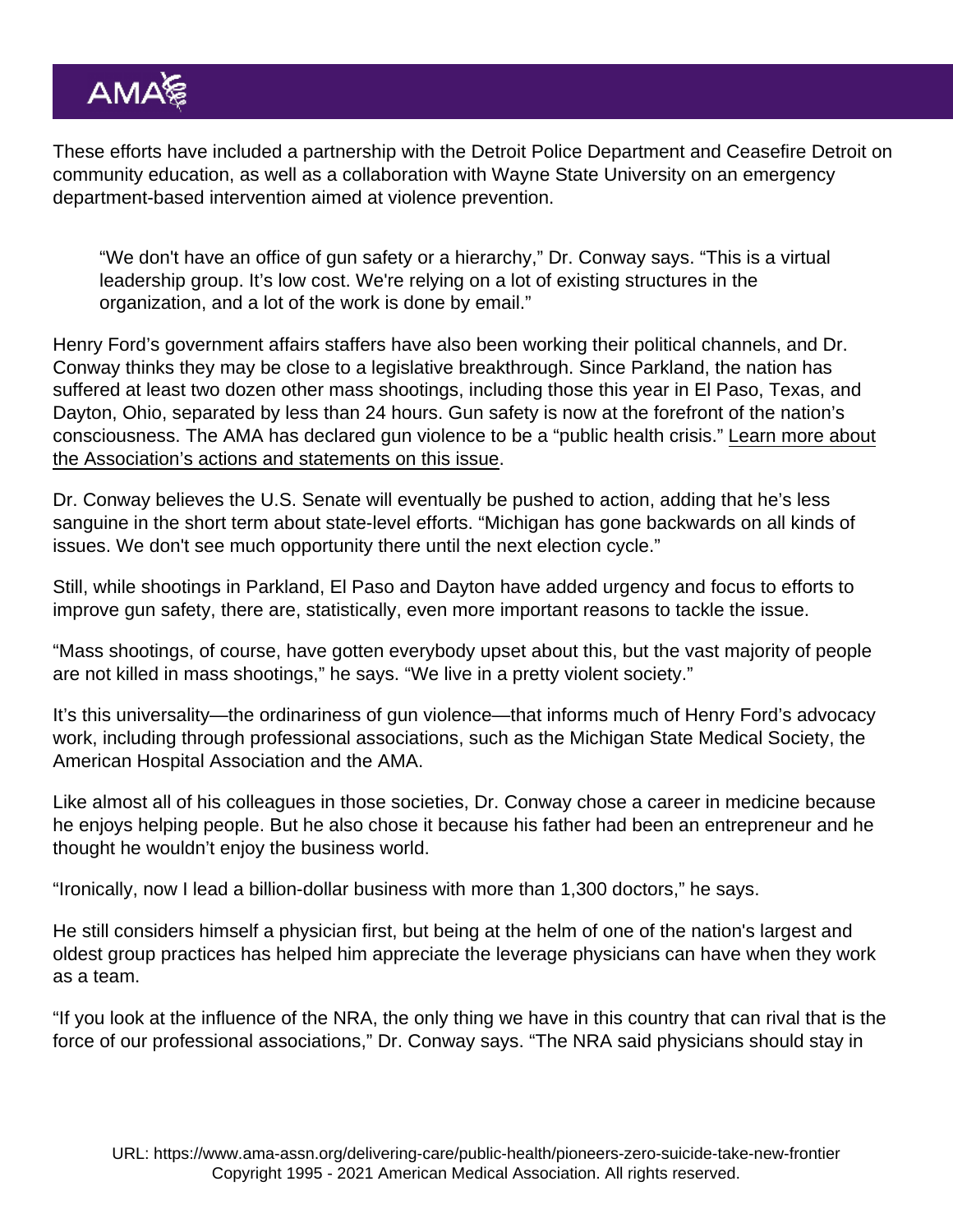These efforts have included a partnership with the Detroit Police Department and Ceasefire Detroit on community education, as well as a collaboration with Wayne State University on an emergency department-based intervention aimed at violence prevention.

> "We don't have an office of gun safety or a hierarchy," Dr. Conway says. "This is a virtual leadership group. It's low cost. We're relying on a lot of existing structures in the organization, and a lot of the work is done by email."

Henry Ford's government affairs staffers have also been working their political channels, and Dr. Conway thinks they may be close to a legislative breakthrough. Since Parkland, the nation has suffered at least two dozen other mass shootings, including those this year in El Paso, Texas, and Dayton, Ohio, separated by less than 24 hours. Gun safety is now at the forefront of the nation's consciousness. The AMA has declared gun violence to be a "public health crisis." Learn more about the Association's actions and statements on this issue.

Dr. Conway believes the U.S. Senate will eventually be pushed to action, adding that he's less sanguine in the short term about state-level efforts. "Michigan has gone backwards on all kinds of issues. We don't see much opportunity there until the next election cycle."

Still, while shootings in Parkland, El Paso and Dayton have added urgency and focus to efforts to improve gun safety, there are, statistically, even more important reasons to tackle the issue.

"Mass shootings, of course, have gotten everybody upset about this, but the vast majority of people are not killed in mass shootings," he says. "We live in a pretty violent society."

It's this universality—the ordinariness of gun violence—that informs much of Henry Ford's advocacy work, including through professional associations, such as the Michigan State Medical Society, the American Hospital Association and the AMA.

Like almost all of his colleagues in those societies, Dr. Conway chose a career in medicine because he enjoys helping people. But he also chose it because his father had been an entrepreneur and he thought he wouldn't enjoy the business world.

"Ironically, now I lead a billion-dollar business with more than 1,300 doctors," he says.

He still considers himself a physician first, but being at the helm of one of the nation's largest and oldest group practices has helped him appreciate the leverage physicians can have when they work as a team.

"If you look at the influence of the NRA, the only thing we have in this country that can rival that is the force of our professional associations," Dr. Conway says. "The NRA said physicians should stay in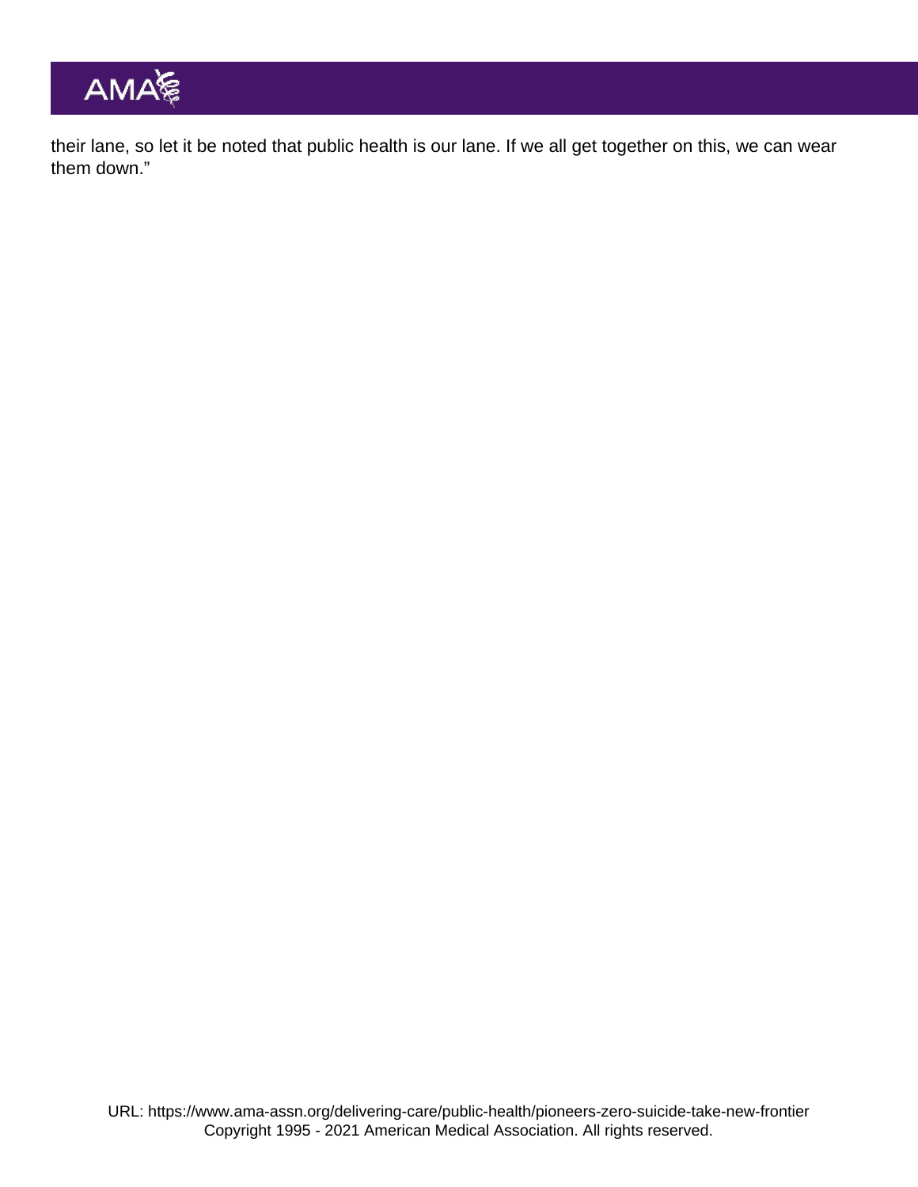their lane, so let it be noted that public health is our lane. If we all get together on this, we can wear them down."